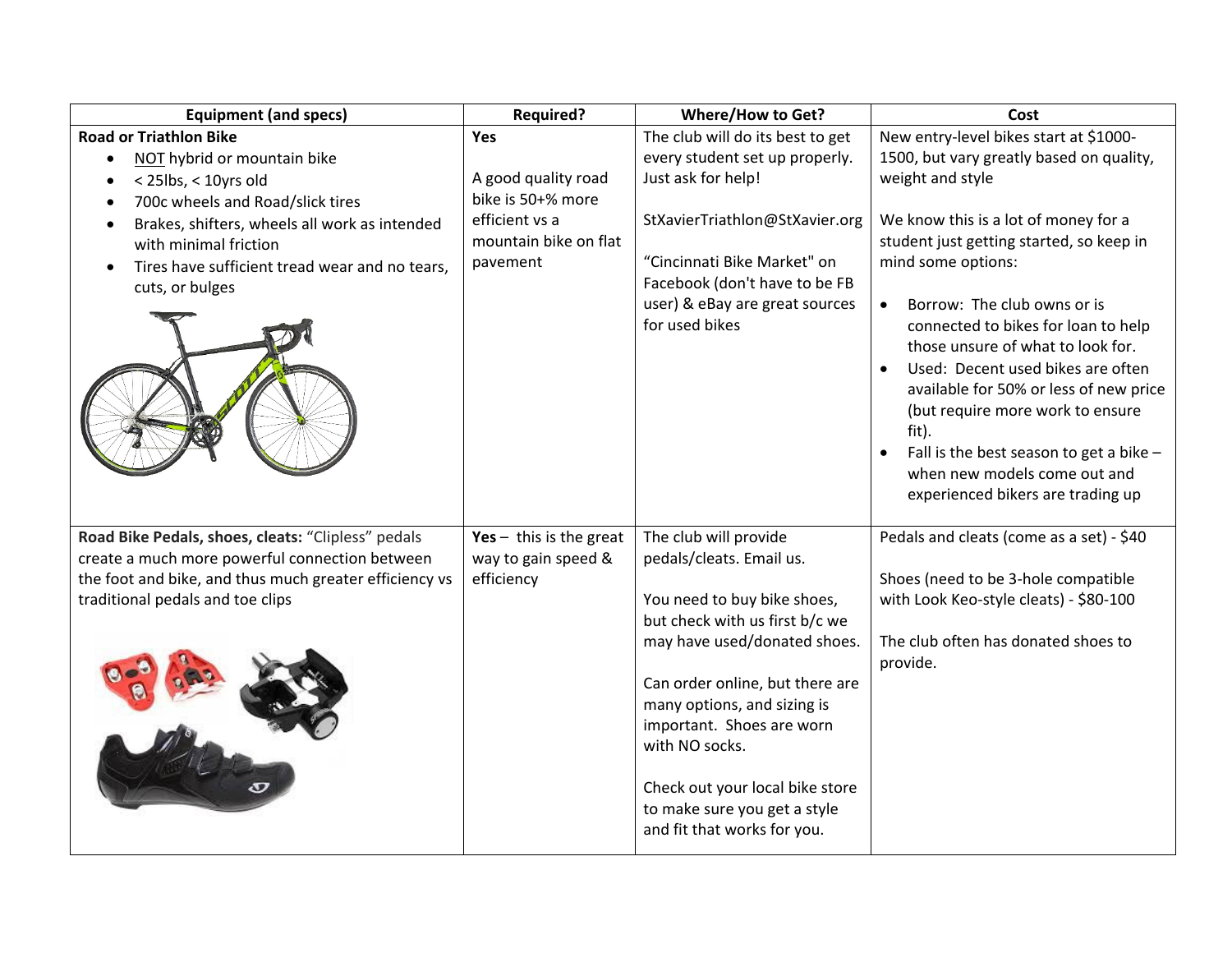| Equipment (and specs) | Required? | Where/How to Get? | Cost |
|---|---|---|---|
| **Road or Triathlon Bike**<br>• NOT hybrid or mountain bike<br>• < 25lbs, < 10yrs old<br>• 700c wheels and Road/slick tires<br>• Brakes, shifters, wheels all work as intended with minimal friction<br>• Tires have sufficient tread wear and no tears, cuts, or bulges | **Yes**<br><br>A good quality road bike is 50+% more efficient vs a mountain bike on flat pavement | The club will do its best to get every student set up properly. Just ask for help!<br><br>StXavierTriathlon@StXavier.org<br><br>"Cincinnati Bike Market" on Facebook (don't have to be FB user) & eBay are great sources for used bikes | New entry-level bikes start at $1000-1500, but vary greatly based on quality, weight and style<br><br>We know this is a lot of money for a student just getting started, so keep in mind some options:<br><br>• Borrow: The club owns or is connected to bikes for loan to help those unsure of what to look for.<br>• Used: Decent used bikes are often available for 50% or less of new price (but require more work to ensure fit).<br>• Fall is the best season to get a bike – when new models come out and experienced bikers are trading up |
| **Road Bike Pedals, shoes, cleats:** "Clipless" pedals create a much more powerful connection between the foot and bike, and thus much greater efficiency vs traditional pedals and toe clips | **Yes** – this is the great way to gain speed & efficiency | The club will provide pedals/cleats. Email us.<br><br>You need to buy bike shoes, but check with us first b/c we may have used/donated shoes.<br><br>Can order online, but there are many options, and sizing is important. Shoes are worn with NO socks.<br><br>Check out your local bike store to make sure you get a style and fit that works for you. | Pedals and cleats (come as a set) - $40<br><br>Shoes (need to be 3-hole compatible with Look Keo-style cleats) - $80-100<br><br>The club often has donated shoes to provide. |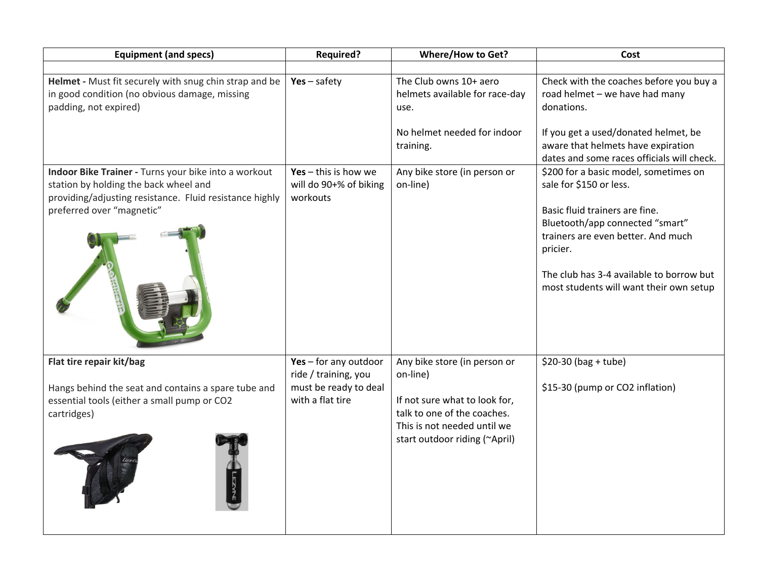| Equipment (and specs) | Required? | Where/How to Get? | Cost |
|---|---|---|---|
| | | | |
| **Helmet -** Must fit securely with snug chin strap and be in good condition (no obvious damage, missing padding, not expired) | **Yes** – safety | The Club owns 10+ aero helmets available for race-day use.<br><br>No helmet needed for indoor training. | Check with the coaches before you buy a road helmet – we have had many donations.<br><br>If you get a used/donated helmet, be aware that helmets have expiration dates and some races officials will check. |
| **Indoor Bike Trainer -** Turns your bike into a workout station by holding the back wheel and providing/adjusting resistance. Fluid resistance highly preferred over "magnetic" | **Yes** – this is how we will do 90+% of biking workouts | Any bike store (in person or on-line) | $200 for a basic model, sometimes on sale for $150 or less.<br><br>Basic fluid trainers are fine. Bluetooth/app connected "smart" trainers are even better. And much pricier.<br><br>The club has 3-4 available to borrow but most students will want their own setup |
| **Flat tire repair kit/bag**<br><br>Hangs behind the seat and contains a spare tube and essential tools (either a small pump or CO2 cartridges) | **Yes** – for any outdoor ride / training, you must be ready to deal with a flat tire | Any bike store (in person or on-line)<br><br>If not sure what to look for, talk to one of the coaches. This is not needed until we start outdoor riding (~April) | $20-30 (bag + tube)<br><br>$15-30 (pump or CO2 inflation) |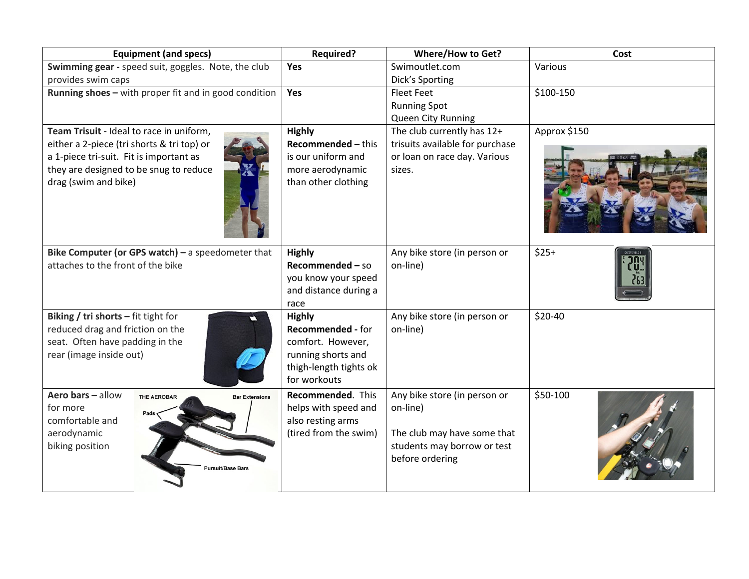| Equipment (and specs) | Required? | Where/How to Get? | Cost |
|---|---|---|---|
| **Swimming gear -** speed suit, goggles. Note, the club provides swim caps | **Yes** | Swimoutlet.com<br>Dick's Sporting | Various |
| **Running shoes –** with proper fit and in good condition | **Yes** | Fleet Feet<br>Running Spot<br>Queen City Running | $100-150 |
| **Team Trisuit -** Ideal to race in uniform, either a 2-piece (tri shorts & tri top) or a 1-piece tri-suit. Fit is important as they are designed to be snug to reduce drag (swim and bike) | **Highly Recommended** – this is our uniform and more aerodynamic than other clothing | The club currently has 12+ trisuits available for purchase or loan on race day. Various sizes. | Approx $150 |
| **Bike Computer (or GPS watch) –** a speedometer that attaches to the front of the bike | **Highly Recommended –** so you know your speed and distance during a race | Any bike store (in person or on-line) | $25+ |
| **Biking / tri shorts –** fit tight for reduced drag and friction on the seat. Often have padding in the rear (image inside out) | **Highly Recommended -** for comfort. However, running shorts and thigh-length tights ok for workouts | Any bike store (in person or on-line) | $20-40 |
| **Aero bars –** allow for more comfortable and aerodynamic biking position | **Recommended**. This helps with speed and also resting arms (tired from the swim) | Any bike store (in person or on-line)<br><br>The club may have some that students may borrow or test before ordering | $50-100 |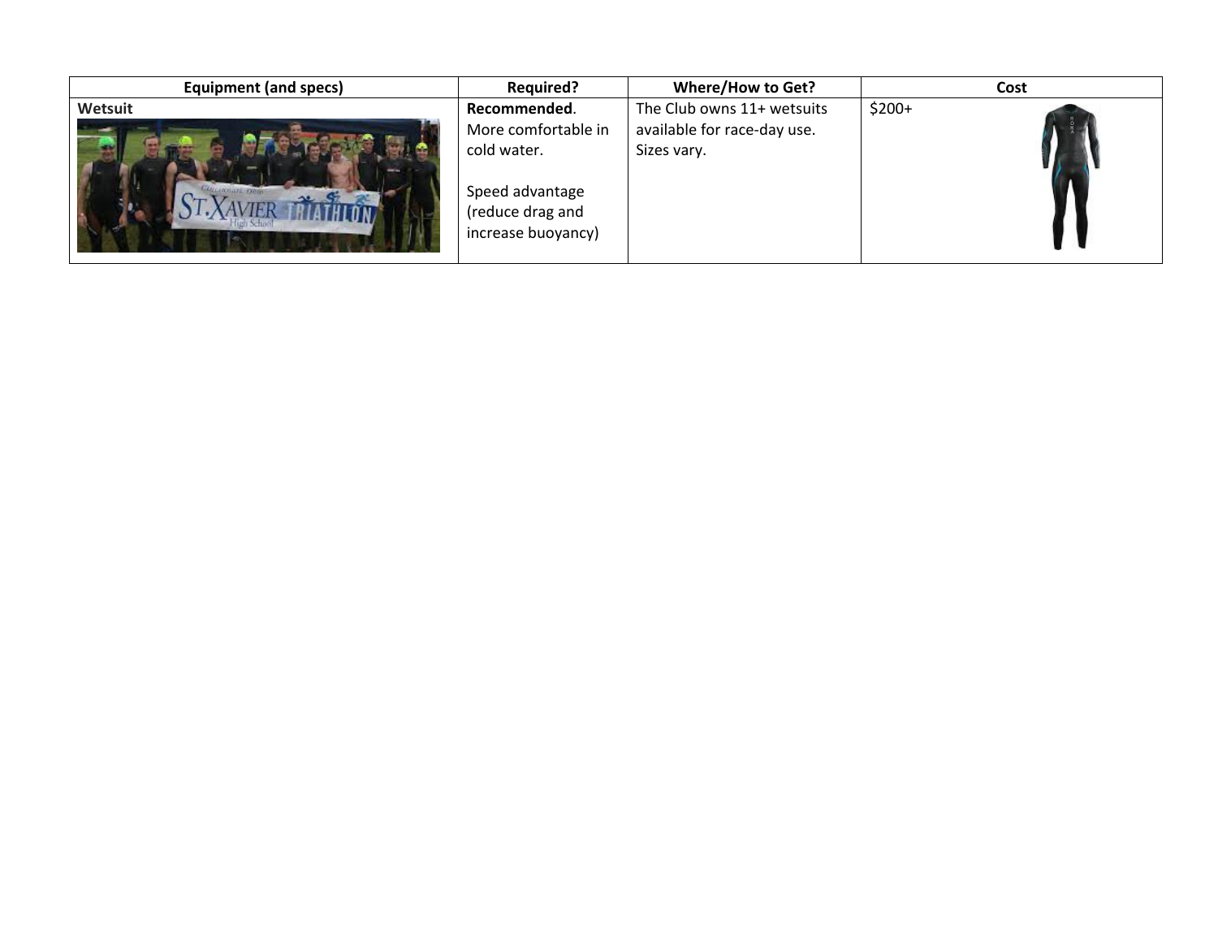| Equipment (and specs) | Required? | Where/How to Get? | Cost |
| --- | --- | --- | --- |
| **Wetsuit** | **Recommended**. More comfortable in cold water.<br><br>Speed advantage (reduce drag and increase buoyancy) | The Club owns 11+ wetsuits available for race-day use. Sizes vary. | $200+ |